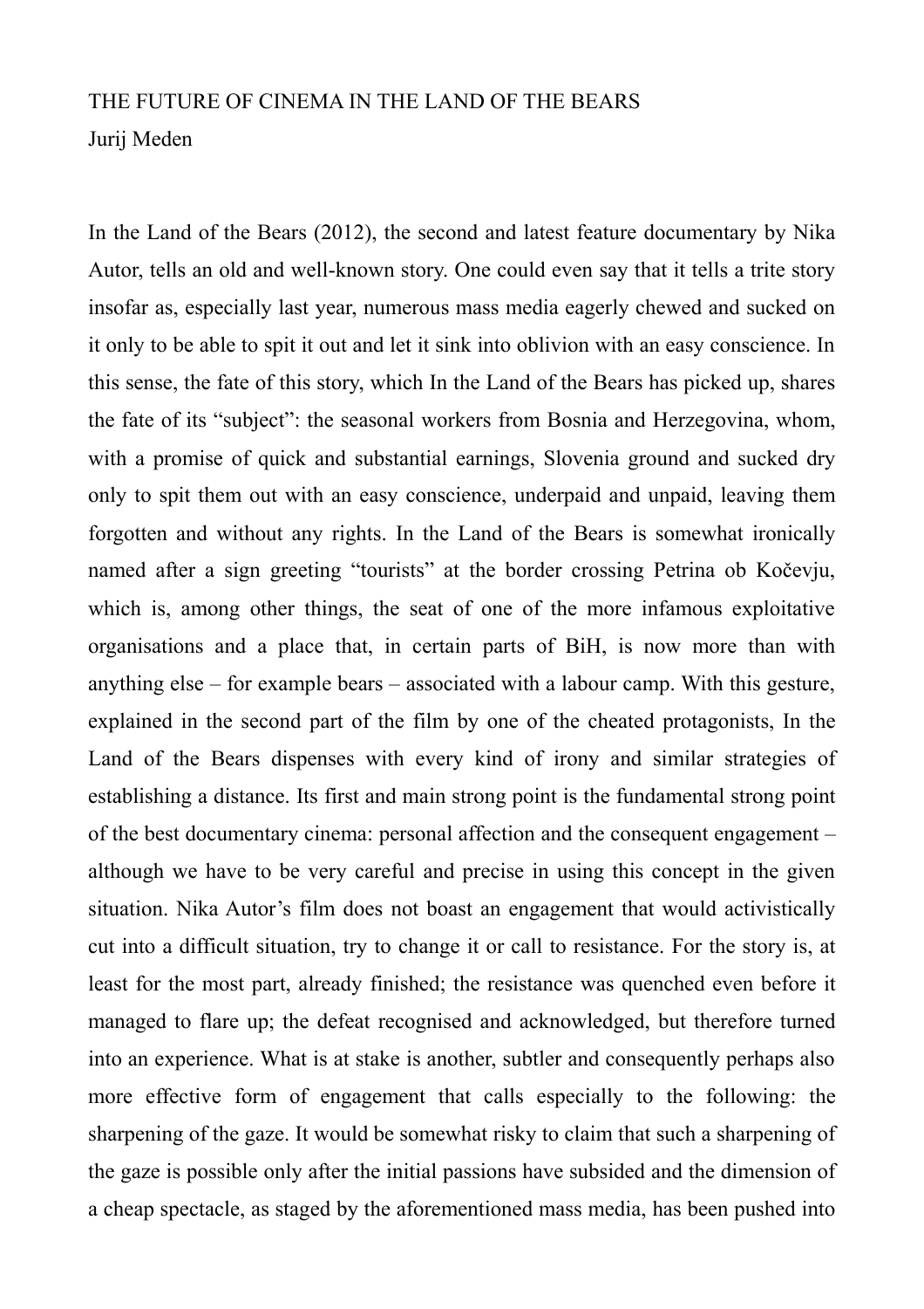# THE FUTURE OF CINEMA IN THE LAND OF THE BEARS

Jurij Meden

In the Land of the Bears (2012), the second and latest feature documentary by Nika Autor, tells an old and well-known story. One could even say that it tells a trite story insofar as, especially last year, numerous mass media eagerly chewed and sucked on it only to be able to spit it out and let it sink into oblivion with an easy conscience. In this sense, the fate of this story, which In the Land of the Bears has picked up, shares the fate of its "subject": the seasonal workers from Bosnia and Herzegovina, whom, with a promise of quick and substantial earnings, Slovenia ground and sucked dry only to spit them out with an easy conscience, underpaid and unpaid, leaving them forgotten and without any rights. In the Land of the Bears is somewhat ironically named after a sign greeting "tourists" at the border crossing Petrina ob Kočevju, which is, among other things, the seat of one of the more infamous exploitative organisations and a place that, in certain parts of BiH, is now more than with anything else – for example bears – associated with a labour camp. With this gesture, explained in the second part of the film by one of the cheated protagonists, In the Land of the Bears dispenses with every kind of irony and similar strategies of establishing a distance. Its first and main strong point is the fundamental strong point of the best documentary cinema: personal affection and the consequent engagement – although we have to be very careful and precise in using this concept in the given situation. Nika Autor's film does not boast an engagement that would activistically cut into a difficult situation, try to change it or call to resistance. For the story is, at least for the most part, already finished; the resistance was quenched even before it managed to flare up; the defeat recognised and acknowledged, but therefore turned into an experience. What is at stake is another, subtler and consequently perhaps also more effective form of engagement that calls especially to the following: the sharpening of the gaze. It would be somewhat risky to claim that such a sharpening of the gaze is possible only after the initial passions have subsided and the dimension of a cheap spectacle, as staged by the aforementioned mass media, has been pushed into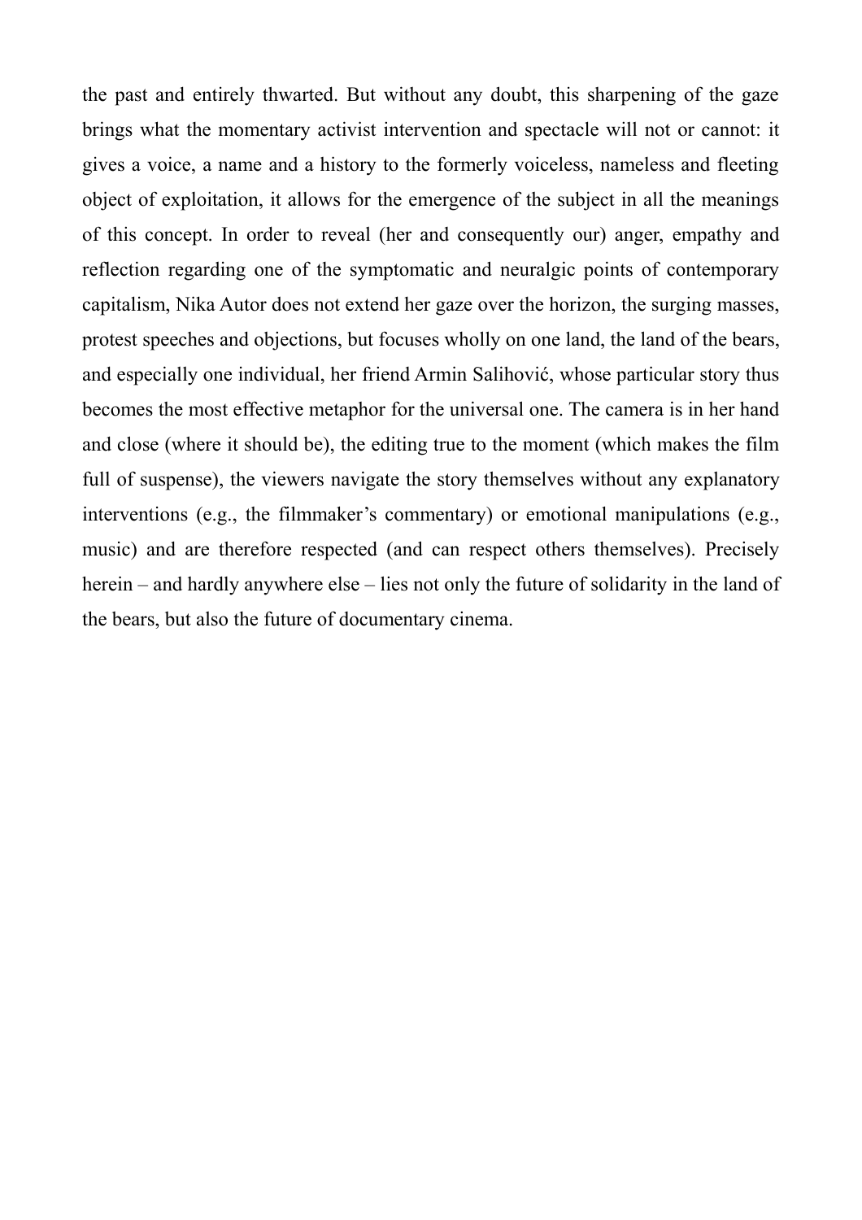the past and entirely thwarted. But without any doubt, this sharpening of the gaze brings what the momentary activist intervention and spectacle will not or cannot: it gives a voice, a name and a history to the formerly voiceless, nameless and fleeting object of exploitation, it allows for the emergence of the subject in all the meanings of this concept. In order to reveal (her and consequently our) anger, empathy and reflection regarding one of the symptomatic and neuralgic points of contemporary capitalism, Nika Autor does not extend her gaze over the horizon, the surging masses, protest speeches and objections, but focuses wholly on one land, the land of the bears, and especially one individual, her friend Armin Salihović, whose particular story thus becomes the most effective metaphor for the universal one. The camera is in her hand and close (where it should be), the editing true to the moment (which makes the film full of suspense), the viewers navigate the story themselves without any explanatory interventions (e.g., the filmmaker's commentary) or emotional manipulations (e.g., music) and are therefore respected (and can respect others themselves). Precisely herein – and hardly anywhere else – lies not only the future of solidarity in the land of the bears, but also the future of documentary cinema.